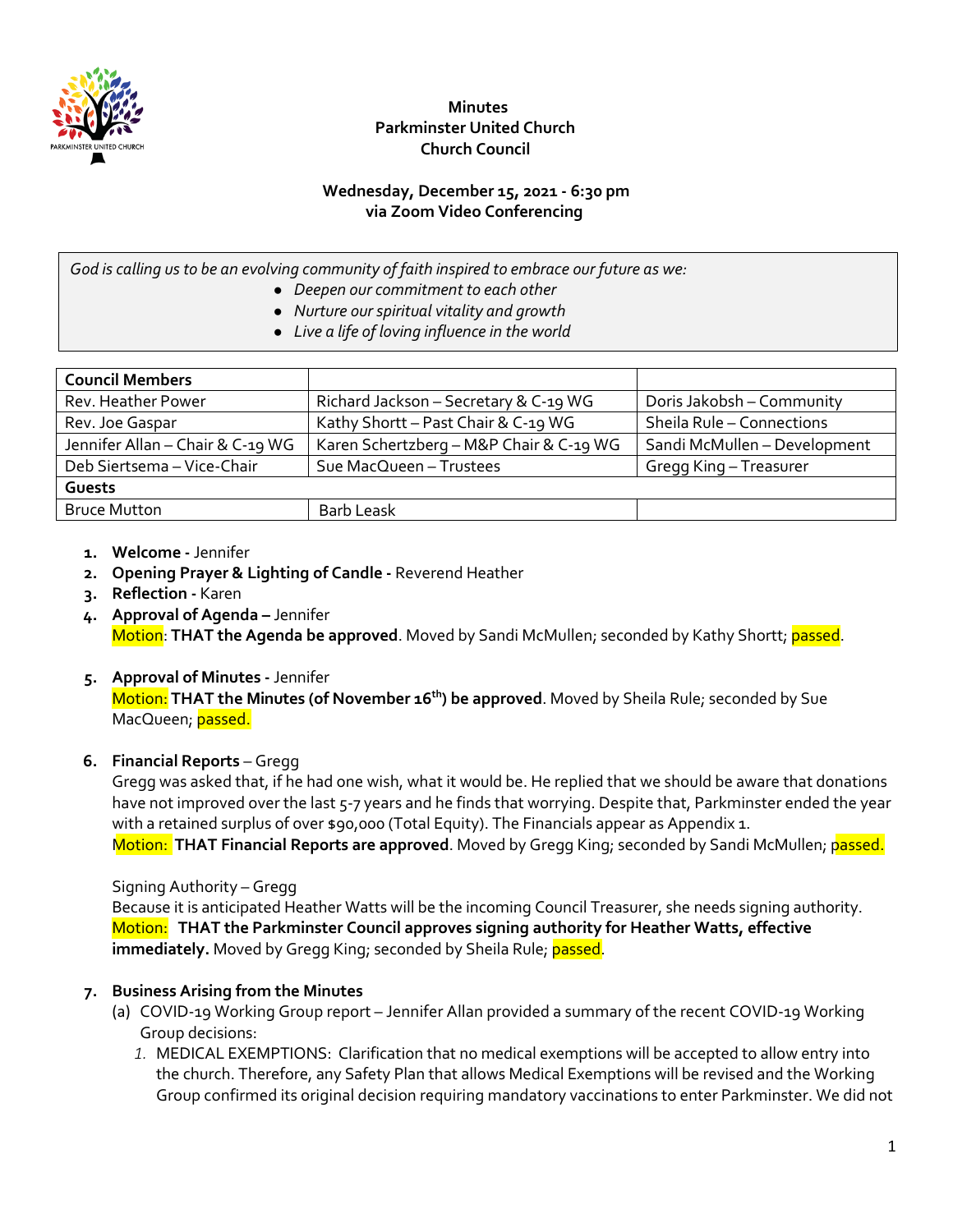# Minutes
# Parkminster United Church
# Church Council

**Wednesday, December 15, 2021 - 6:30 pm**
**via Zoom Video Conferencing**

*God is calling us to be an evolving community of faith inspired to embrace our future as we:*
- *Deepen our commitment to each other*
- *Nurture our spiritual vitality and growth*
- *Live a life of loving influence in the world*

| **Council Members** | | |
|---|---|---|
| Rev. Heather Power | Richard Jackson – Secretary & C-19 WG | Doris Jakobsh – Community |
| Rev. Joe Gaspar | Kathy Shortt – Past Chair & C-19 WG | Sheila Rule – Connections |
| Jennifer Allan – Chair & C-19 WG | Karen Schertzberg – M&P Chair & C-19 WG | Sandi McMullen – Development |
| Deb Siertsema – Vice-Chair | Sue MacQueen – Trustees | Gregg King – Treasurer |
| **Guests** | | |
| Bruce Mutton | Barb Leask | |

1. **Welcome -** Jennifer
2. **Opening Prayer & Lighting of Candle -** Reverend Heather
3. **Reflection -** Karen
4. **Approval of Agenda –** Jennifer
   Motion: **THAT the Agenda be approved**. Moved by Sandi McMullen; seconded by Kathy Shortt; passed.

5. **Approval of Minutes -** Jennifer
   Motion: **THAT the Minutes (of November 16th) be approved**. Moved by Sheila Rule; seconded by Sue MacQueen; passed.

6. **Financial Reports** – Gregg
   Gregg was asked that, if he had one wish, what it would be. He replied that we should be aware that donations have not improved over the last 5-7 years and he finds that worrying. Despite that, Parkminster ended the year with a retained surplus of over $90,000 (Total Equity). The Financials appear as Appendix 1.
   Motion: **THAT Financial Reports are approved**. Moved by Gregg King; seconded by Sandi McMullen; passed.

   Signing Authority – Gregg
   Because it is anticipated Heather Watts will be the incoming Council Treasurer, she needs signing authority.
   Motion: **THAT the Parkminster Council approves signing authority for Heather Watts, effective immediately.** Moved by Gregg King; seconded by Sheila Rule; passed.

7. **Business Arising from the Minutes**
   (a) COVID-19 Working Group report – Jennifer Allan provided a summary of the recent COVID-19 Working Group decisions:
      1. MEDICAL EXEMPTIONS: Clarification that no medical exemptions will be accepted to allow entry into the church. Therefore, any Safety Plan that allows Medical Exemptions will be revised and the Working Group confirmed its original decision requiring mandatory vaccinations to enter Parkminster. We did not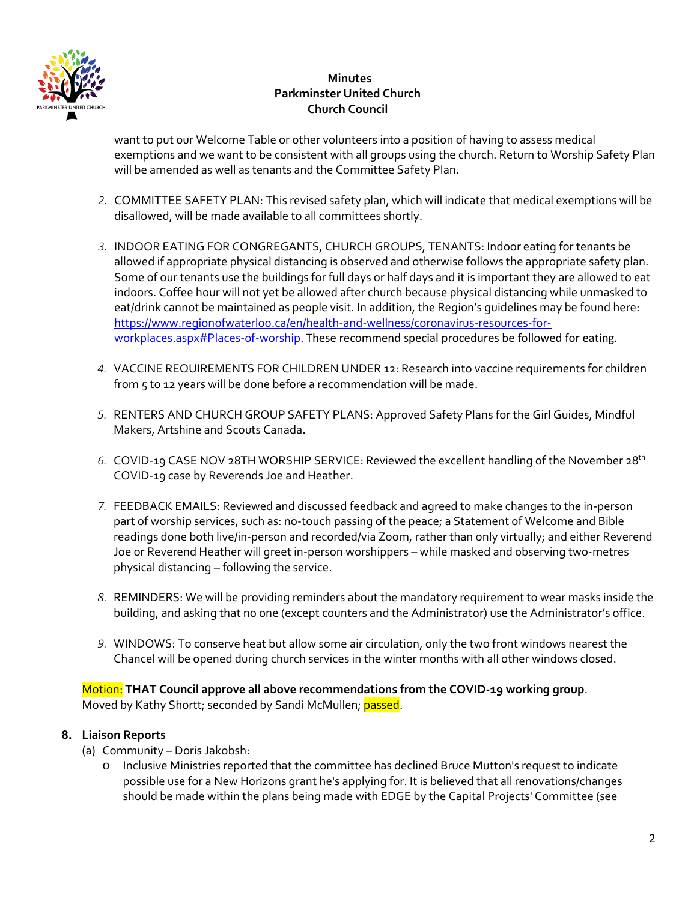want to put our Welcome Table or other volunteers into a position of having to assess medical exemptions and we want to be consistent with all groups using the church. Return to Worship Safety Plan will be amended as well as tenants and the Committee Safety Plan.

2. COMMITTEE SAFETY PLAN: This revised safety plan, which will indicate that medical exemptions will be disallowed, will be made available to all committees shortly.

3. INDOOR EATING FOR CONGREGANTS, CHURCH GROUPS, TENANTS: Indoor eating for tenants be allowed if appropriate physical distancing is observed and otherwise follows the appropriate safety plan. Some of our tenants use the buildings for full days or half days and it is important they are allowed to eat indoors. Coffee hour will not yet be allowed after church because physical distancing while unmasked to eat/drink cannot be maintained as people visit. In addition, the Region's guidelines may be found here: [https://www.regionofwaterloo.ca/en/health-and-wellness/coronavirus-resources-for-workplaces.aspx#Places-of-worship](https://www.regionofwaterloo.ca/en/health-and-wellness/coronavirus-resources-for-workplaces.aspx#Places-of-worship). These recommend special procedures be followed for eating.

4. VACCINE REQUIREMENTS FOR CHILDREN UNDER 12: Research into vaccine requirements for children from 5 to 12 years will be done before a recommendation will be made.

5. RENTERS AND CHURCH GROUP SAFETY PLANS: Approved Safety Plans for the Girl Guides, Mindful Makers, Artshine and Scouts Canada.

6. COVID-19 CASE NOV 28TH WORSHIP SERVICE: Reviewed the excellent handling of the November 28th COVID-19 case by Reverends Joe and Heather.

7. FEEDBACK EMAILS: Reviewed and discussed feedback and agreed to make changes to the in-person part of worship services, such as: no-touch passing of the peace; a Statement of Welcome and Bible readings done both live/in-person and recorded/via Zoom, rather than only virtually; and either Reverend Joe or Reverend Heather will greet in-person worshippers – while masked and observing two-metres physical distancing – following the service.

8. REMINDERS: We will be providing reminders about the mandatory requirement to wear masks inside the building, and asking that no one (except counters and the Administrator) use the Administrator's office.

9. WINDOWS: To conserve heat but allow some air circulation, only the two front windows nearest the Chancel will be opened during church services in the winter months with all other windows closed.

Motion: **THAT Council approve all above recommendations from the COVID-19 working group**.
Moved by Kathy Shortt; seconded by Sandi McMullen; passed.

**8. Liaison Reports**

(a) Community – Doris Jakobsh:

- Inclusive Ministries reported that the committee has declined Bruce Mutton's request to indicate possible use for a New Horizons grant he's applying for. It is believed that all renovations/changes should be made within the plans being made with EDGE by the Capital Projects' Committee (see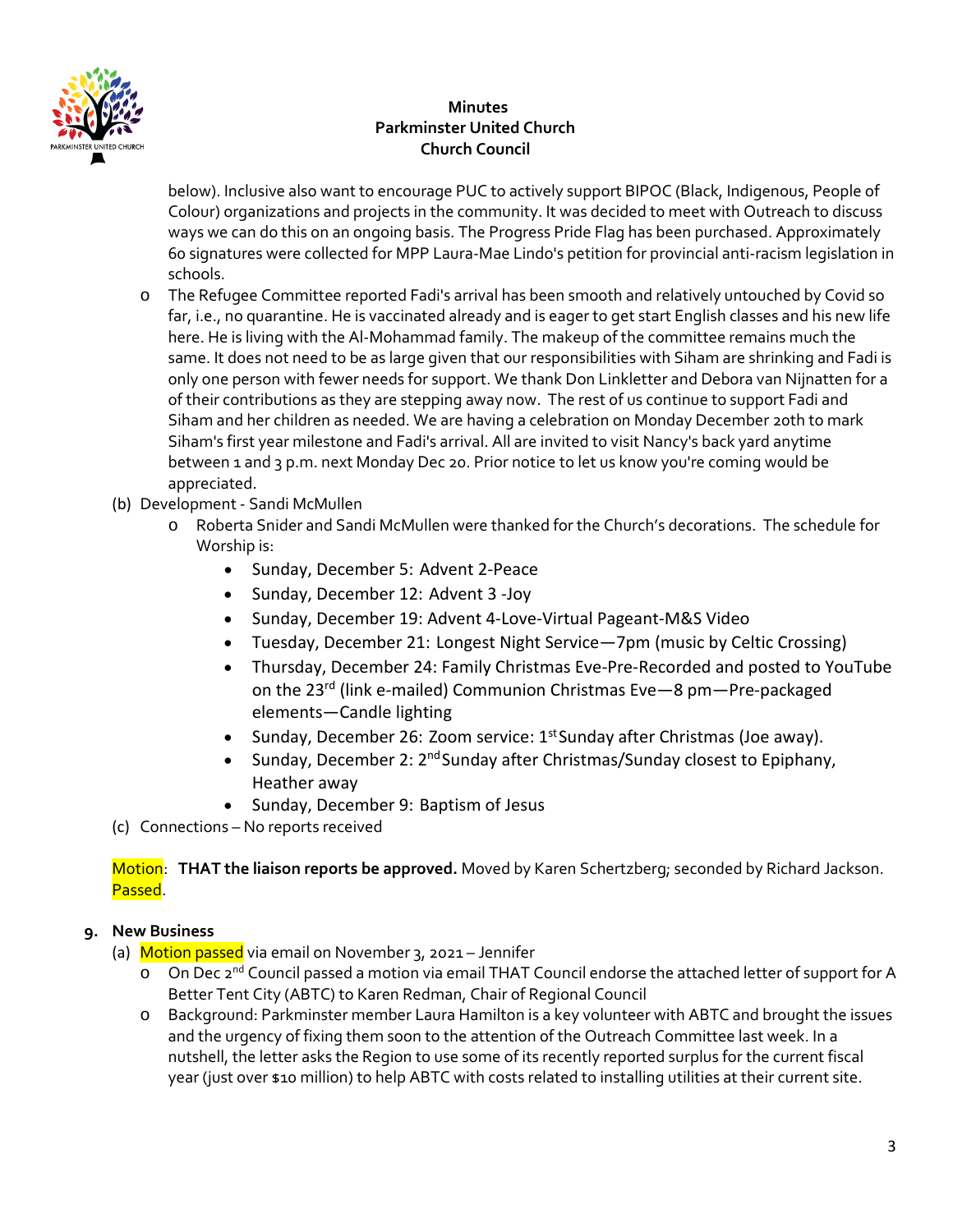below). Inclusive also want to encourage PUC to actively support BIPOC (Black, Indigenous, People of Colour) organizations and projects in the community. It was decided to meet with Outreach to discuss ways we can do this on an ongoing basis. The Progress Pride Flag has been purchased. Approximately 60 signatures were collected for MPP Laura-Mae Lindo's petition for provincial anti-racism legislation in schools.

- The Refugee Committee reported Fadi's arrival has been smooth and relatively untouched by Covid so far, i.e., no quarantine. He is vaccinated already and is eager to get start English classes and his new life here. He is living with the Al-Mohammad family. The makeup of the committee remains much the same. It does not need to be as large given that our responsibilities with Siham are shrinking and Fadi is only one person with fewer needs for support. We thank Don Linkletter and Debora van Nijnatten for a of their contributions as they are stepping away now. The rest of us continue to support Fadi and Siham and her children as needed. We are having a celebration on Monday December 20th to mark Siham's first year milestone and Fadi's arrival. All are invited to visit Nancy's back yard anytime between 1 and 3 p.m. next Monday Dec 20. Prior notice to let us know you're coming would be appreciated.

(b) Development - Sandi McMullen

- Roberta Snider and Sandi McMullen were thanked for the Church's decorations. The schedule for Worship is:
  - Sunday, December 5: Advent 2-Peace
  - Sunday, December 12: Advent 3 -Joy
  - Sunday, December 19: Advent 4-Love-Virtual Pageant-M&S Video
  - Tuesday, December 21: Longest Night Service—7pm (music by Celtic Crossing)
  - Thursday, December 24: Family Christmas Eve-Pre-Recorded and posted to YouTube on the 23rd (link e-mailed) Communion Christmas Eve—8 pm—Pre-packaged elements—Candle lighting
  - Sunday, December 26: Zoom service: 1st Sunday after Christmas (Joe away).
  - Sunday, December 2: 2nd Sunday after Christmas/Sunday closest to Epiphany, Heather away
  - Sunday, December 9: Baptism of Jesus

(c) Connections – No reports received

Motion: **THAT the liaison reports be approved.** Moved by Karen Schertzberg; seconded by Richard Jackson. Passed.

**9. New Business**

(a) Motion passed via email on November 3, 2021 – Jennifer

- On Dec 2nd Council passed a motion via email THAT Council endorse the attached letter of support for A Better Tent City (ABTC) to Karen Redman, Chair of Regional Council
- Background: Parkminster member Laura Hamilton is a key volunteer with ABTC and brought the issues and the urgency of fixing them soon to the attention of the Outreach Committee last week. In a nutshell, the letter asks the Region to use some of its recently reported surplus for the current fiscal year (just over $10 million) to help ABTC with costs related to installing utilities at their current site.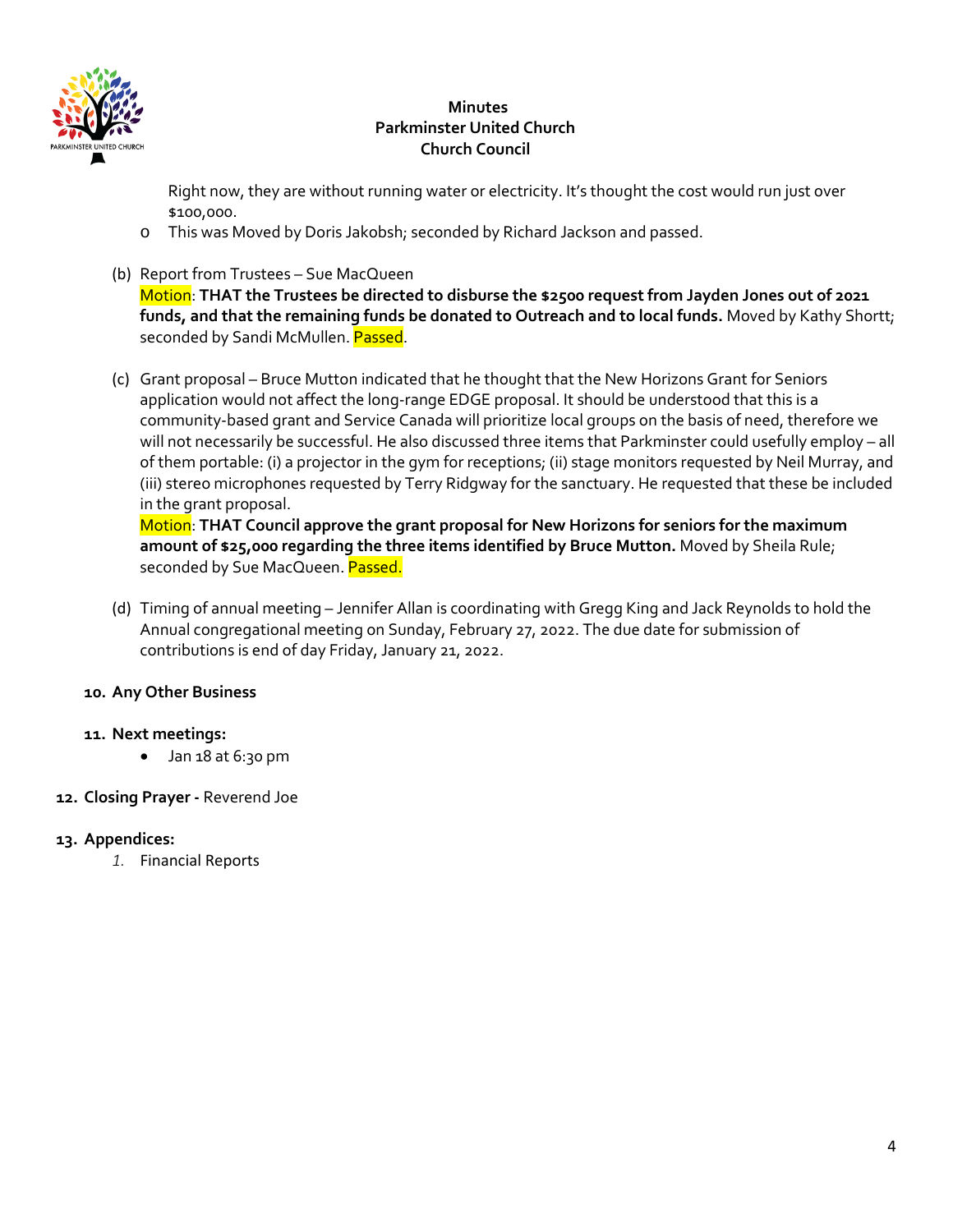Right now, they are without running water or electricity. It's thought the cost would run just over $100,000.

- This was Moved by Doris Jakobsh; seconded by Richard Jackson and passed.

(b) Report from Trustees – Sue MacQueen
Motion: **THAT the Trustees be directed to disburse the $2500 request from Jayden Jones out of 2021 funds, and that the remaining funds be donated to Outreach and to local funds.** Moved by Kathy Shortt; seconded by Sandi McMullen. Passed.

(c) Grant proposal – Bruce Mutton indicated that he thought that the New Horizons Grant for Seniors application would not affect the long-range EDGE proposal. It should be understood that this is a community-based grant and Service Canada will prioritize local groups on the basis of need, therefore we will not necessarily be successful. He also discussed three items that Parkminster could usefully employ – all of them portable: (i) a projector in the gym for receptions; (ii) stage monitors requested by Neil Murray, and (iii) stereo microphones requested by Terry Ridgway for the sanctuary. He requested that these be included in the grant proposal.
Motion: **THAT Council approve the grant proposal for New Horizons for seniors for the maximum amount of $25,000 regarding the three items identified by Bruce Mutton.** Moved by Sheila Rule; seconded by Sue MacQueen. Passed.

(d) Timing of annual meeting – Jennifer Allan is coordinating with Gregg King and Jack Reynolds to hold the Annual congregational meeting on Sunday, February 27, 2022. The due date for submission of contributions is end of day Friday, January 21, 2022.

**10. Any Other Business**

**11. Next meetings:**

- Jan 18 at 6:30 pm

**12. Closing Prayer -** Reverend Joe

**13. Appendices:**

1. Financial Reports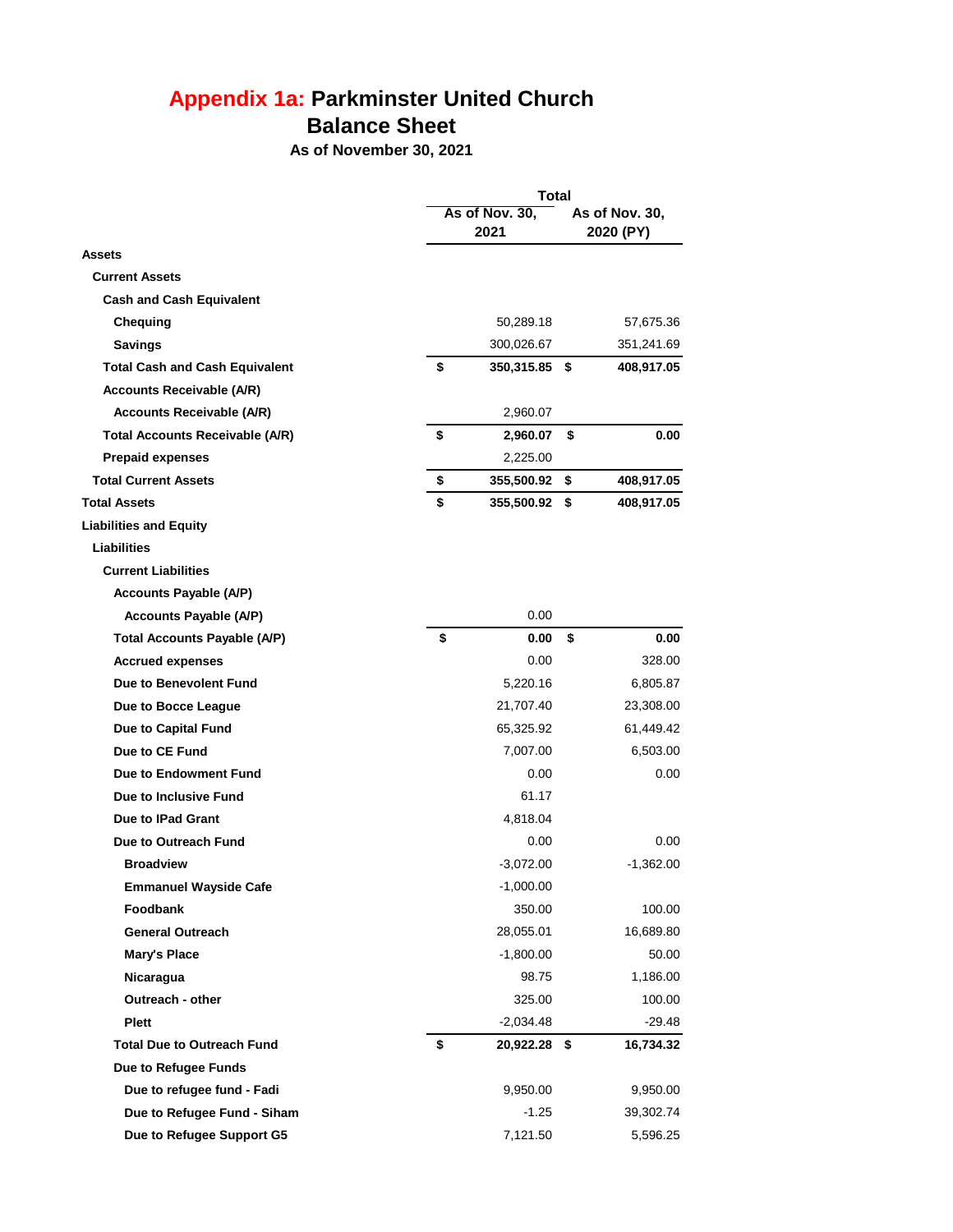# Appendix 1a: Parkminster United Church

## Balance Sheet

**As of November 30, 2021**

| | Total | |
|---|---|---|
| | As of Nov. 30, 2021 | As of Nov. 30, 2020 (PY) |
| **Assets** | | |
| **Current Assets** | | |
| **Cash and Cash Equivalent** | | |
| **Chequing** | 50,289.18 | 57,675.36 |
| **Savings** | 300,026.67 | 351,241.69 |
| **Total Cash and Cash Equivalent** | **$ 350,315.85** | **$ 408,917.05** |
| **Accounts Receivable (A/R)** | | |
| **Accounts Receivable (A/R)** | 2,960.07 | |
| **Total Accounts Receivable (A/R)** | **$ 2,960.07** | **$ 0.00** |
| **Prepaid expenses** | 2,225.00 | |
| **Total Current Assets** | **$ 355,500.92** | **$ 408,917.05** |
| **Total Assets** | **$ 355,500.92** | **$ 408,917.05** |
| **Liabilities and Equity** | | |
| **Liabilities** | | |
| **Current Liabilities** | | |
| **Accounts Payable (A/P)** | | |
| **Accounts Payable (A/P)** | 0.00 | |
| **Total Accounts Payable (A/P)** | **$ 0.00** | **$ 0.00** |
| **Accrued expenses** | 0.00 | 328.00 |
| **Due to Benevolent Fund** | 5,220.16 | 6,805.87 |
| **Due to Bocce League** | 21,707.40 | 23,308.00 |
| **Due to Capital Fund** | 65,325.92 | 61,449.42 |
| **Due to CE Fund** | 7,007.00 | 6,503.00 |
| **Due to Endowment Fund** | 0.00 | 0.00 |
| **Due to Inclusive Fund** | 61.17 | |
| **Due to IPad Grant** | 4,818.04 | |
| **Due to Outreach Fund** | 0.00 | 0.00 |
| **Broadview** | -3,072.00 | -1,362.00 |
| **Emmanuel Wayside Cafe** | -1,000.00 | |
| **Foodbank** | 350.00 | 100.00 |
| **General Outreach** | 28,055.01 | 16,689.80 |
| **Mary's Place** | -1,800.00 | 50.00 |
| **Nicaragua** | 98.75 | 1,186.00 |
| **Outreach - other** | 325.00 | 100.00 |
| **Plett** | -2,034.48 | -29.48 |
| **Total Due to Outreach Fund** | **$ 20,922.28** | **$ 16,734.32** |
| **Due to Refugee Funds** | | |
| **Due to refugee fund - Fadi** | 9,950.00 | 9,950.00 |
| **Due to Refugee Fund - Siham** | -1.25 | 39,302.74 |
| **Due to Refugee Support G5** | 7,121.50 | 5,596.25 |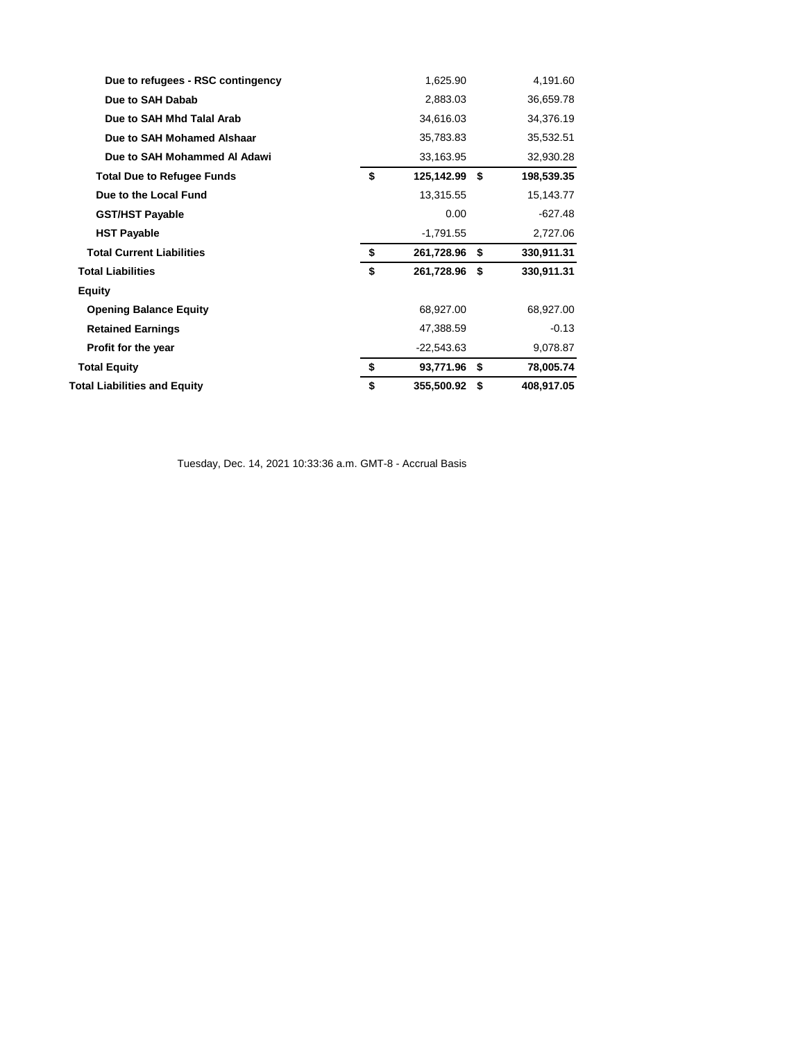| | | |
|---|---|---|
| **Due to refugees - RSC contingency** | 1,625.90 | 4,191.60 |
| **Due to SAH Dabab** | 2,883.03 | 36,659.78 |
| **Due to SAH Mhd Talal Arab** | 34,616.03 | 34,376.19 |
| **Due to SAH Mohamed Alshaar** | 35,783.83 | 35,532.51 |
| **Due to SAH Mohammed Al Adawi** | 33,163.95 | 32,930.28 |
| **Total Due to Refugee Funds** | **$ 125,142.99** | **$ 198,539.35** |
| **Due to the Local Fund** | 13,315.55 | 15,143.77 |
| **GST/HST Payable** | 0.00 | -627.48 |
| **HST Payable** | -1,791.55 | 2,727.06 |
| **Total Current Liabilities** | **$ 261,728.96** | **$ 330,911.31** |
| **Total Liabilities** | **$ 261,728.96** | **$ 330,911.31** |
| **Equity** | | |
| **Opening Balance Equity** | 68,927.00 | 68,927.00 |
| **Retained Earnings** | 47,388.59 | -0.13 |
| **Profit for the year** | -22,543.63 | 9,078.87 |
| **Total Equity** | **$ 93,771.96** | **$ 78,005.74** |
| **Total Liabilities and Equity** | **$ 355,500.92** | **$ 408,917.05** |

Tuesday, Dec. 14, 2021 10:33:36 a.m. GMT-8 - Accrual Basis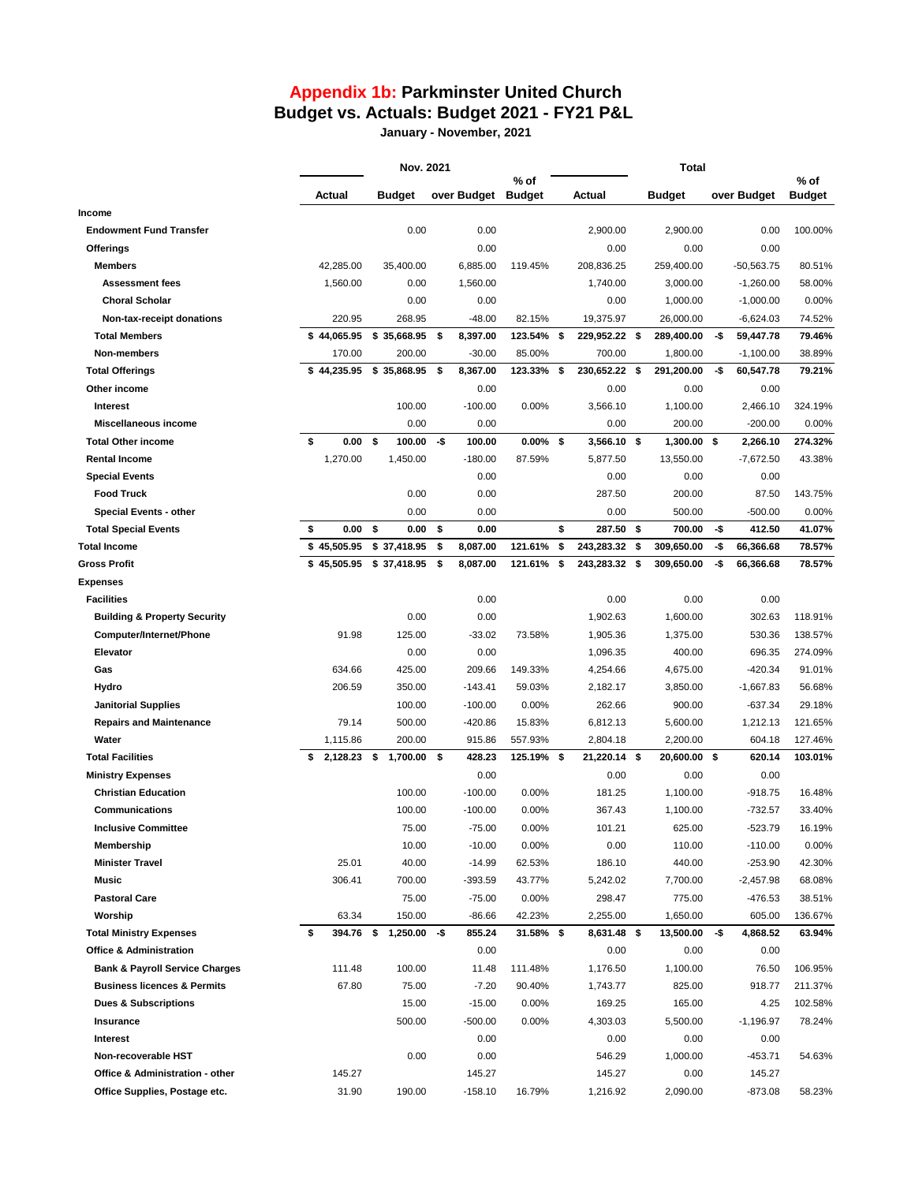# Appendix 1b: Parkminster United Church

## Budget vs. Actuals: Budget 2021 - FY21 P&L

**January - November, 2021**

| | Nov. 2021 | | | | Total | | | |
|---|---|---|---|---|---|---|---|---|
| | Actual | Budget | over Budget | % of Budget | Actual | Budget | over Budget | % of Budget |
| **Income** | | | | | | | | |
| **Endowment Fund Transfer** | | 0.00 | 0.00 | | 2,900.00 | 2,900.00 | 0.00 | 100.00% |
| **Offerings** | | | 0.00 | | 0.00 | 0.00 | 0.00 | |
| **Members** | 42,285.00 | 35,400.00 | 6,885.00 | 119.45% | 208,836.25 | 259,400.00 | -50,563.75 | 80.51% |
| **Assessment fees** | 1,560.00 | 0.00 | 1,560.00 | | 1,740.00 | 3,000.00 | -1,260.00 | 58.00% |
| **Choral Scholar** | | 0.00 | 0.00 | | 0.00 | 1,000.00 | -1,000.00 | 0.00% |
| **Non-tax-receipt donations** | 220.95 | 268.95 | -48.00 | 82.15% | 19,375.97 | 26,000.00 | -6,624.03 | 74.52% |
| **Total Members** | **$ 44,065.95** | **$ 35,668.95** | **$ 8,397.00** | **123.54%** | **$ 229,952.22** | **$ 289,400.00** | **-$ 59,447.78** | **79.46%** |
| **Non-members** | 170.00 | 200.00 | -30.00 | 85.00% | 700.00 | 1,800.00 | -1,100.00 | 38.89% |
| **Total Offerings** | **$ 44,235.95** | **$ 35,868.95** | **$ 8,367.00** | **123.33%** | **$ 230,652.22** | **$ 291,200.00** | **-$ 60,547.78** | **79.21%** |
| **Other income** | | | 0.00 | | 0.00 | 0.00 | 0.00 | |
| **Interest** | | 100.00 | -100.00 | 0.00% | 3,566.10 | 1,100.00 | 2,466.10 | 324.19% |
| **Miscellaneous income** | | 0.00 | 0.00 | | 0.00 | 200.00 | -200.00 | 0.00% |
| **Total Other income** | **$ 0.00** | **$ 100.00** | **-$ 100.00** | **0.00%** | **$ 3,566.10** | **$ 1,300.00** | **$ 2,266.10** | **274.32%** |
| **Rental Income** | 1,270.00 | 1,450.00 | -180.00 | 87.59% | 5,877.50 | 13,550.00 | -7,672.50 | 43.38% |
| **Special Events** | | | 0.00 | | 0.00 | 0.00 | 0.00 | |
| **Food Truck** | | 0.00 | 0.00 | | 287.50 | 200.00 | 87.50 | 143.75% |
| **Special Events - other** | | 0.00 | 0.00 | | 0.00 | 500.00 | -500.00 | 0.00% |
| **Total Special Events** | **$ 0.00** | **$ 0.00** | **$ 0.00** | | **$ 287.50** | **$ 700.00** | **-$ 412.50** | **41.07%** |
| **Total Income** | **$ 45,505.95** | **$ 37,418.95** | **$ 8,087.00** | **121.61%** | **$ 243,283.32** | **$ 309,650.00** | **-$ 66,366.68** | **78.57%** |
| **Gross Profit** | **$ 45,505.95** | **$ 37,418.95** | **$ 8,087.00** | **121.61%** | **$ 243,283.32** | **$ 309,650.00** | **-$ 66,366.68** | **78.57%** |
| **Expenses** | | | | | | | | |
| **Facilities** | | | 0.00 | | 0.00 | 0.00 | 0.00 | |
| **Building & Property Security** | | 0.00 | 0.00 | | 1,902.63 | 1,600.00 | 302.63 | 118.91% |
| **Computer/Internet/Phone** | 91.98 | 125.00 | -33.02 | 73.58% | 1,905.36 | 1,375.00 | 530.36 | 138.57% |
| **Elevator** | | 0.00 | 0.00 | | 1,096.35 | 400.00 | 696.35 | 274.09% |
| **Gas** | 634.66 | 425.00 | 209.66 | 149.33% | 4,254.66 | 4,675.00 | -420.34 | 91.01% |
| **Hydro** | 206.59 | 350.00 | -143.41 | 59.03% | 2,182.17 | 3,850.00 | -1,667.83 | 56.68% |
| **Janitorial Supplies** | | 100.00 | -100.00 | 0.00% | 262.66 | 900.00 | -637.34 | 29.18% |
| **Repairs and Maintenance** | 79.14 | 500.00 | -420.86 | 15.83% | 6,812.13 | 5,600.00 | 1,212.13 | 121.65% |
| **Water** | 1,115.86 | 200.00 | 915.86 | 557.93% | 2,804.18 | 2,200.00 | 604.18 | 127.46% |
| **Total Facilities** | **$ 2,128.23** | **$ 1,700.00** | **$ 428.23** | **125.19%** | **$ 21,220.14** | **$ 20,600.00** | **$ 620.14** | **103.01%** |
| **Ministry Expenses** | | | 0.00 | | 0.00 | 0.00 | 0.00 | |
| **Christian Education** | | 100.00 | -100.00 | 0.00% | 181.25 | 1,100.00 | -918.75 | 16.48% |
| **Communications** | | 100.00 | -100.00 | 0.00% | 367.43 | 1,100.00 | -732.57 | 33.40% |
| **Inclusive Committee** | | 75.00 | -75.00 | 0.00% | 101.21 | 625.00 | -523.79 | 16.19% |
| **Membership** | | 10.00 | -10.00 | 0.00% | 0.00 | 110.00 | -110.00 | 0.00% |
| **Minister Travel** | 25.01 | 40.00 | -14.99 | 62.53% | 186.10 | 440.00 | -253.90 | 42.30% |
| **Music** | 306.41 | 700.00 | -393.59 | 43.77% | 5,242.02 | 7,700.00 | -2,457.98 | 68.08% |
| **Pastoral Care** | | 75.00 | -75.00 | 0.00% | 298.47 | 775.00 | -476.53 | 38.51% |
| **Worship** | 63.34 | 150.00 | -86.66 | 42.23% | 2,255.00 | 1,650.00 | 605.00 | 136.67% |
| **Total Ministry Expenses** | **$ 394.76** | **$ 1,250.00** | **-$ 855.24** | **31.58%** | **$ 8,631.48** | **$ 13,500.00** | **-$ 4,868.52** | **63.94%** |
| **Office & Administration** | | | 0.00 | | 0.00 | 0.00 | 0.00 | |
| **Bank & Payroll Service Charges** | 111.48 | 100.00 | 11.48 | 111.48% | 1,176.50 | 1,100.00 | 76.50 | 106.95% |
| **Business licences & Permits** | 67.80 | 75.00 | -7.20 | 90.40% | 1,743.77 | 825.00 | 918.77 | 211.37% |
| **Dues & Subscriptions** | | 15.00 | -15.00 | 0.00% | 169.25 | 165.00 | 4.25 | 102.58% |
| **Insurance** | | 500.00 | -500.00 | 0.00% | 4,303.03 | 5,500.00 | -1,196.97 | 78.24% |
| **Interest** | | | 0.00 | | 0.00 | 0.00 | 0.00 | |
| **Non-recoverable HST** | | 0.00 | 0.00 | | 546.29 | 1,000.00 | -453.71 | 54.63% |
| **Office & Administration - other** | 145.27 | | 145.27 | | 145.27 | 0.00 | 145.27 | |
| **Office Supplies, Postage etc.** | 31.90 | 190.00 | -158.10 | 16.79% | 1,216.92 | 2,090.00 | -873.08 | 58.23% |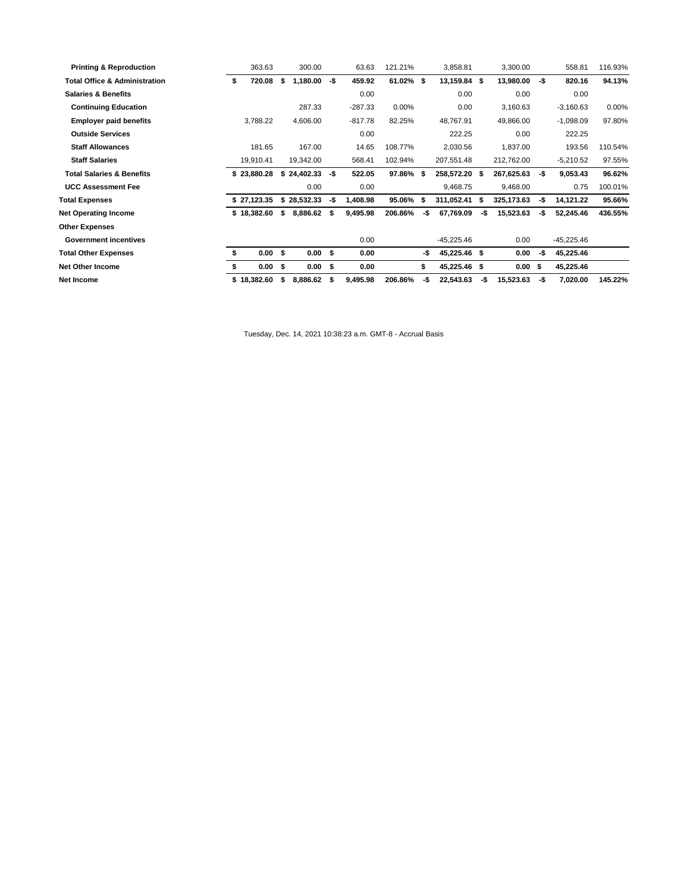| | | | | | | | | |
|---|---|---|---|---|---|---|---|---|
| **Printing & Reproduction** | 363.63 | 300.00 | 63.63 | 121.21% | 3,858.81 | 3,300.00 | 558.81 | 116.93% |
| **Total Office & Administration** | **$ 720.08** | **$ 1,180.00** | **-$ 459.92** | **61.02%** | **$ 13,159.84** | **$ 13,980.00** | **-$ 820.16** | **94.13%** |
| **Salaries & Benefits** | | | 0.00 | | 0.00 | 0.00 | 0.00 | |
| **Continuing Education** | | 287.33 | -287.33 | 0.00% | 0.00 | 3,160.63 | -3,160.63 | 0.00% |
| **Employer paid benefits** | 3,788.22 | 4,606.00 | -817.78 | 82.25% | 48,767.91 | 49,866.00 | -1,098.09 | 97.80% |
| **Outside Services** | | | 0.00 | | 222.25 | 0.00 | 222.25 | |
| **Staff Allowances** | 181.65 | 167.00 | 14.65 | 108.77% | 2,030.56 | 1,837.00 | 193.56 | 110.54% |
| **Staff Salaries** | 19,910.41 | 19,342.00 | 568.41 | 102.94% | 207,551.48 | 212,762.00 | -5,210.52 | 97.55% |
| **Total Salaries & Benefits** | **$ 23,880.28** | **$ 24,402.33** | **-$ 522.05** | **97.86%** | **$ 258,572.20** | **$ 267,625.63** | **-$ 9,053.43** | **96.62%** |
| **UCC Assessment Fee** | | 0.00 | 0.00 | | 9,468.75 | 9,468.00 | 0.75 | 100.01% |
| **Total Expenses** | **$ 27,123.35** | **$ 28,532.33** | **-$ 1,408.98** | **95.06%** | **$ 311,052.41** | **$ 325,173.63** | **-$ 14,121.22** | **95.66%** |
| **Net Operating Income** | **$ 18,382.60** | **$ 8,886.62** | **$ 9,495.98** | **206.86%** | **-$ 67,769.09** | **-$ 15,523.63** | **-$ 52,245.46** | **436.55%** |
| **Other Expenses** | | | | | | | | |
| **Government incentives** | | | 0.00 | | -45,225.46 | 0.00 | -45,225.46 | |
| **Total Other Expenses** | **$ 0.00** | **$ 0.00** | **$ 0.00** | | **-$ 45,225.46** | **$ 0.00** | **-$ 45,225.46** | |
| **Net Other Income** | **$ 0.00** | **$ 0.00** | **$ 0.00** | | **$ 45,225.46** | **$ 0.00** | **$ 45,225.46** | |
| **Net Income** | **$ 18,382.60** | **$ 8,886.62** | **$ 9,495.98** | **206.86%** | **-$ 22,543.63** | **-$ 15,523.63** | **-$ 7,020.00** | **145.22%** |

Tuesday, Dec. 14, 2021 10:38:23 a.m. GMT-8 - Accrual Basis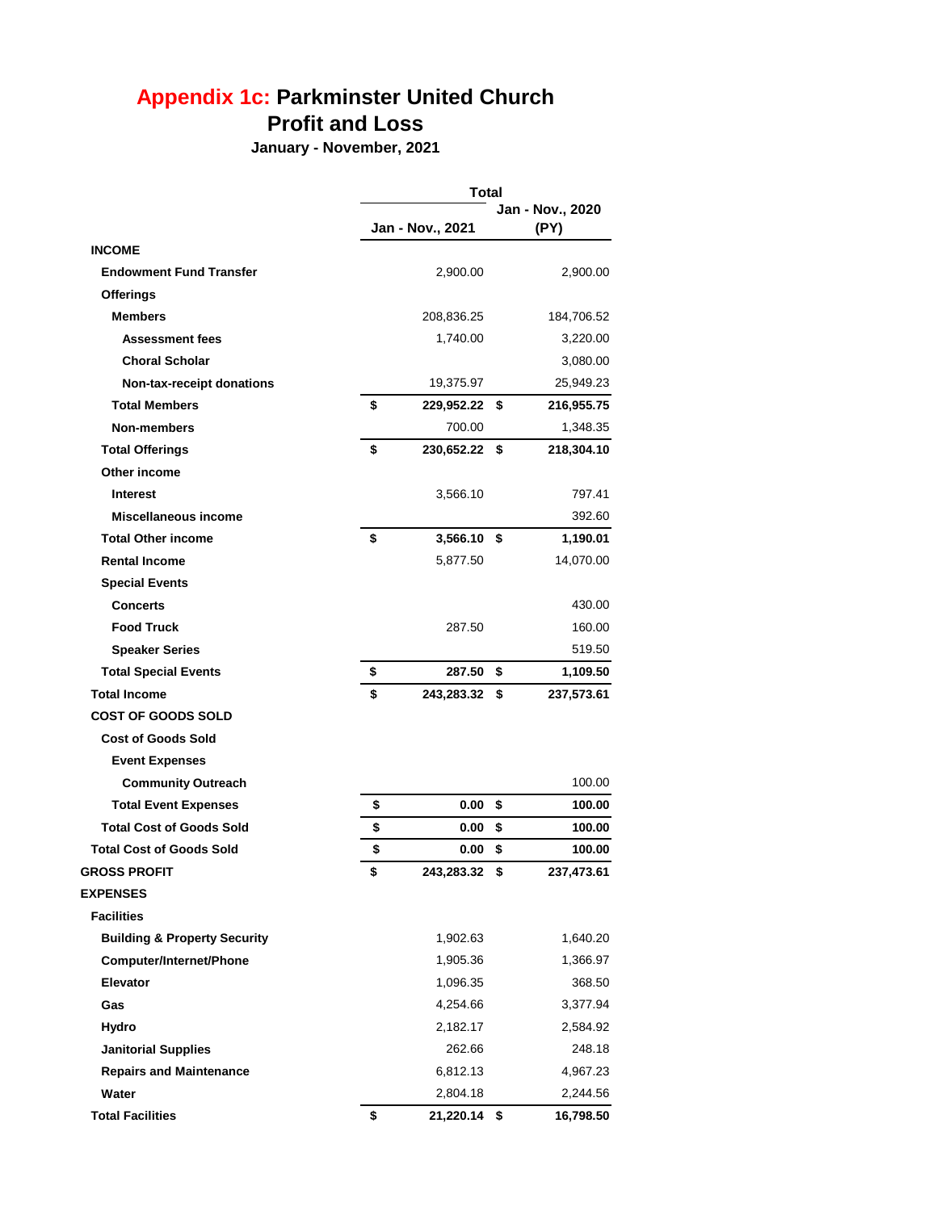# Appendix 1c: Parkminster United Church

## Profit and Loss

### January - November, 2021

| | Total | |
|---|---|---|
| | Jan - Nov., 2021 | Jan - Nov., 2020 (PY) |
| **INCOME** | | |
| **Endowment Fund Transfer** | 2,900.00 | 2,900.00 |
| **Offerings** | | |
| **Members** | 208,836.25 | 184,706.52 |
| **Assessment fees** | 1,740.00 | 3,220.00 |
| **Choral Scholar** | | 3,080.00 |
| **Non-tax-receipt donations** | 19,375.97 | 25,949.23 |
| **Total Members** | **$ 229,952.22** | **$ 216,955.75** |
| **Non-members** | 700.00 | 1,348.35 |
| **Total Offerings** | **$ 230,652.22** | **$ 218,304.10** |
| **Other income** | | |
| **Interest** | 3,566.10 | 797.41 |
| **Miscellaneous income** | | 392.60 |
| **Total Other income** | **$ 3,566.10** | **$ 1,190.01** |
| **Rental Income** | 5,877.50 | 14,070.00 |
| **Special Events** | | |
| **Concerts** | | 430.00 |
| **Food Truck** | 287.50 | 160.00 |
| **Speaker Series** | | 519.50 |
| **Total Special Events** | **$ 287.50** | **$ 1,109.50** |
| **Total Income** | **$ 243,283.32** | **$ 237,573.61** |
| **COST OF GOODS SOLD** | | |
| **Cost of Goods Sold** | | |
| **Event Expenses** | | |
| **Community Outreach** | | 100.00 |
| **Total Event Expenses** | **$ 0.00** | **$ 100.00** |
| **Total Cost of Goods Sold** | **$ 0.00** | **$ 100.00** |
| **Total Cost of Goods Sold** | **$ 0.00** | **$ 100.00** |
| **GROSS PROFIT** | **$ 243,283.32** | **$ 237,473.61** |
| **EXPENSES** | | |
| **Facilities** | | |
| **Building & Property Security** | 1,902.63 | 1,640.20 |
| **Computer/Internet/Phone** | 1,905.36 | 1,366.97 |
| **Elevator** | 1,096.35 | 368.50 |
| **Gas** | 4,254.66 | 3,377.94 |
| **Hydro** | 2,182.17 | 2,584.92 |
| **Janitorial Supplies** | 262.66 | 248.18 |
| **Repairs and Maintenance** | 6,812.13 | 4,967.23 |
| **Water** | 2,804.18 | 2,244.56 |
| **Total Facilities** | **$ 21,220.14** | **$ 16,798.50** |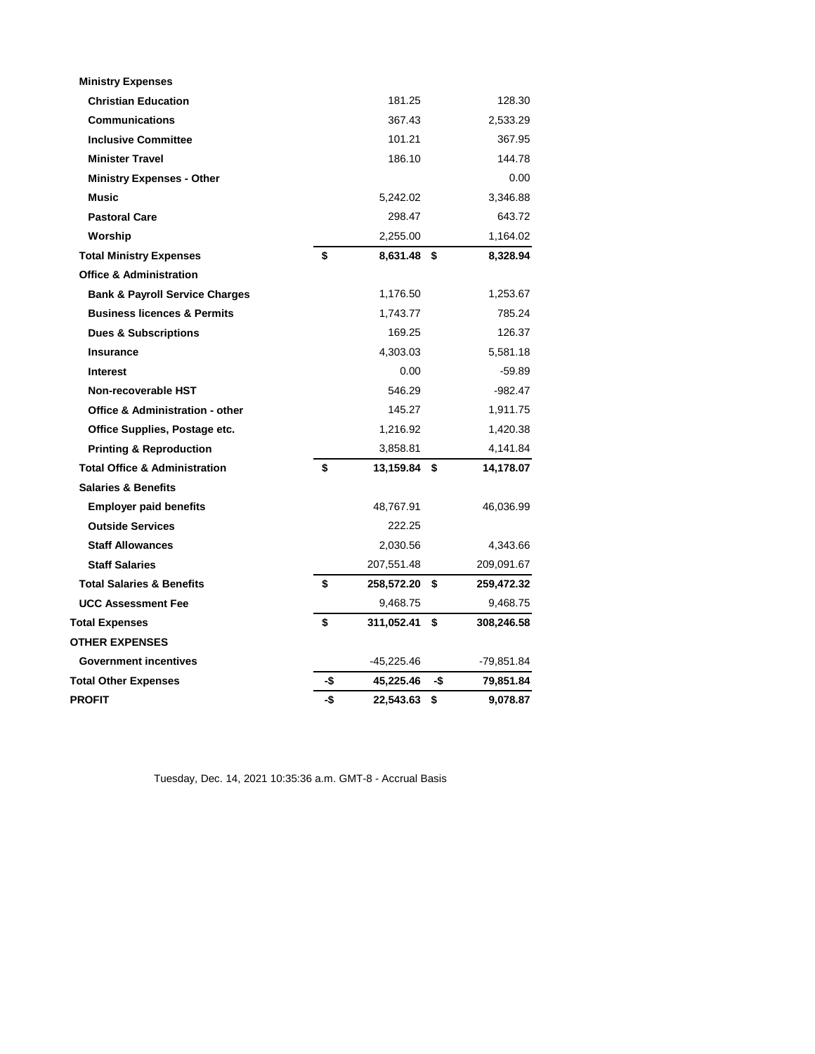| | | |
|---|---|---|
| **Ministry Expenses** | | |
| **Christian Education** | 181.25 | 128.30 |
| **Communications** | 367.43 | 2,533.29 |
| **Inclusive Committee** | 101.21 | 367.95 |
| **Minister Travel** | 186.10 | 144.78 |
| **Ministry Expenses - Other** | | 0.00 |
| **Music** | 5,242.02 | 3,346.88 |
| **Pastoral Care** | 298.47 | 643.72 |
| **Worship** | 2,255.00 | 1,164.02 |
| **Total Ministry Expenses** | **$ 8,631.48** | **$ 8,328.94** |
| **Office & Administration** | | |
| **Bank & Payroll Service Charges** | 1,176.50 | 1,253.67 |
| **Business licences & Permits** | 1,743.77 | 785.24 |
| **Dues & Subscriptions** | 169.25 | 126.37 |
| **Insurance** | 4,303.03 | 5,581.18 |
| **Interest** | 0.00 | -59.89 |
| **Non-recoverable HST** | 546.29 | -982.47 |
| **Office & Administration - other** | 145.27 | 1,911.75 |
| **Office Supplies, Postage etc.** | 1,216.92 | 1,420.38 |
| **Printing & Reproduction** | 3,858.81 | 4,141.84 |
| **Total Office & Administration** | **$ 13,159.84** | **$ 14,178.07** |
| **Salaries & Benefits** | | |
| **Employer paid benefits** | 48,767.91 | 46,036.99 |
| **Outside Services** | 222.25 | |
| **Staff Allowances** | 2,030.56 | 4,343.66 |
| **Staff Salaries** | 207,551.48 | 209,091.67 |
| **Total Salaries & Benefits** | **$ 258,572.20** | **$ 259,472.32** |
| **UCC Assessment Fee** | 9,468.75 | 9,468.75 |
| **Total Expenses** | **$ 311,052.41** | **$ 308,246.58** |
| **OTHER EXPENSES** | | |
| **Government incentives** | -45,225.46 | -79,851.84 |
| **Total Other Expenses** | **-$ 45,225.46** | **-$ 79,851.84** |
| **PROFIT** | **-$ 22,543.63** | **$ 9,078.87** |

Tuesday, Dec. 14, 2021 10:35:36 a.m. GMT-8 - Accrual Basis